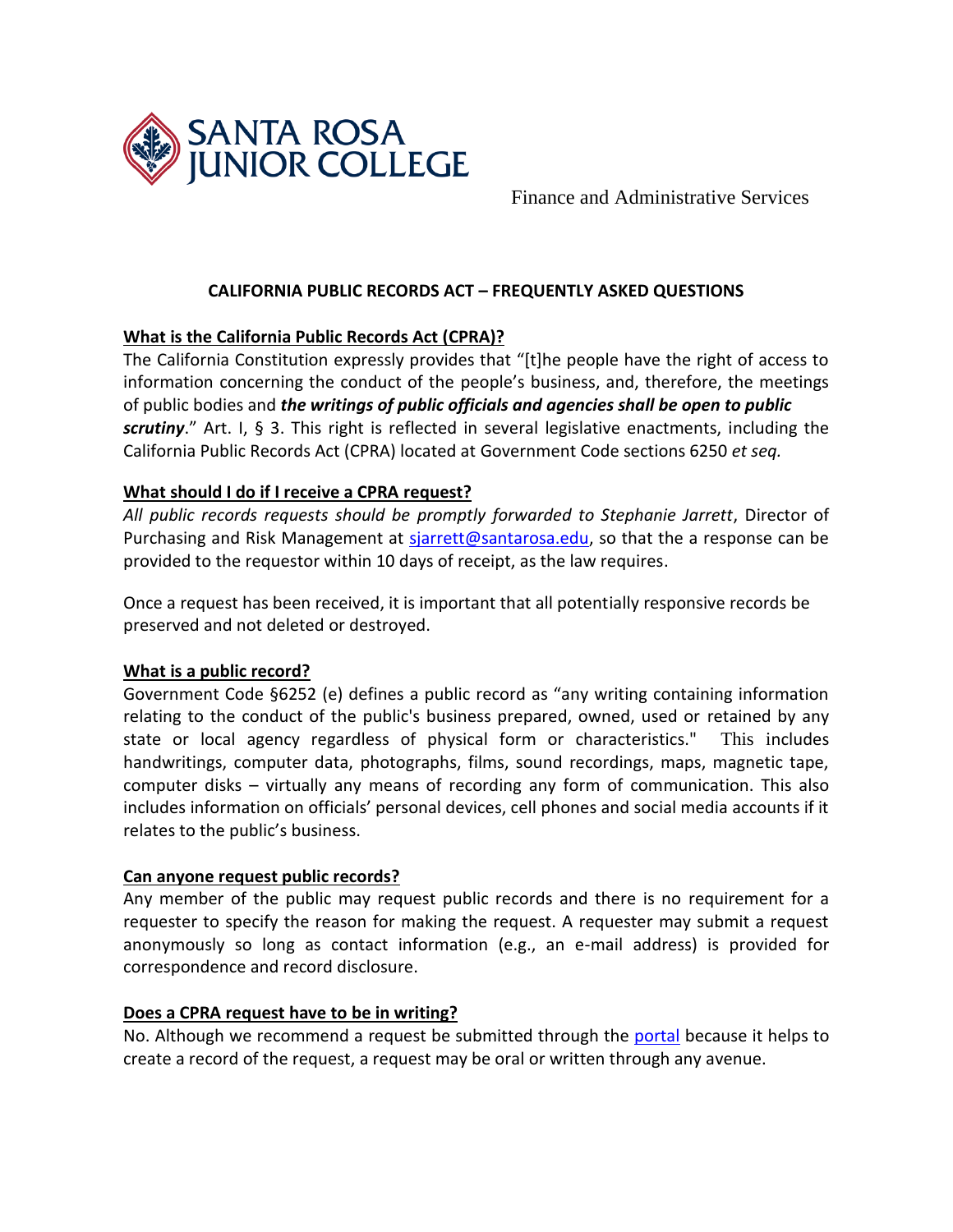SANTA ROSA JUNIOR COLLEGE

Finance and Administrative Services

# CALIFORNIA PUBLIC RECORDS ACT – FREQUENTLY ASKED QUESTIONS

## What is the California Public Records Act (CPRA)?

The California Constitution expressly provides that "[t]he people have the right of access to information concerning the conduct of the people's business, and, therefore, the meetings of public bodies and ***the writings of public officials and agencies shall be open to public scrutiny***." Art. I, § 3. This right is reflected in several legislative enactments, including the California Public Records Act (CPRA) located at Government Code sections 6250 *et seq.*

## What should I do if I receive a CPRA request?

*All public records requests should be promptly forwarded to Stephanie Jarrett*, Director of Purchasing and Risk Management at sjarrett@santarosa.edu, so that the a response can be provided to the requestor within 10 days of receipt, as the law requires.

Once a request has been received, it is important that all potentially responsive records be preserved and not deleted or destroyed.

## What is a public record?

Government Code §6252 (e) defines a public record as "any writing containing information relating to the conduct of the public's business prepared, owned, used or retained by any state or local agency regardless of physical form or characteristics." This includes handwritings, computer data, photographs, films, sound recordings, maps, magnetic tape, computer disks – virtually any means of recording any form of communication. This also includes information on officials' personal devices, cell phones and social media accounts if it relates to the public's business.

## Can anyone request public records?

Any member of the public may request public records and there is no requirement for a requester to specify the reason for making the request. A requester may submit a request anonymously so long as contact information (e.g., an e-mail address) is provided for correspondence and record disclosure.

## Does a CPRA request have to be in writing?

No. Although we recommend a request be submitted through the portal because it helps to create a record of the request, a request may be oral or written through any avenue.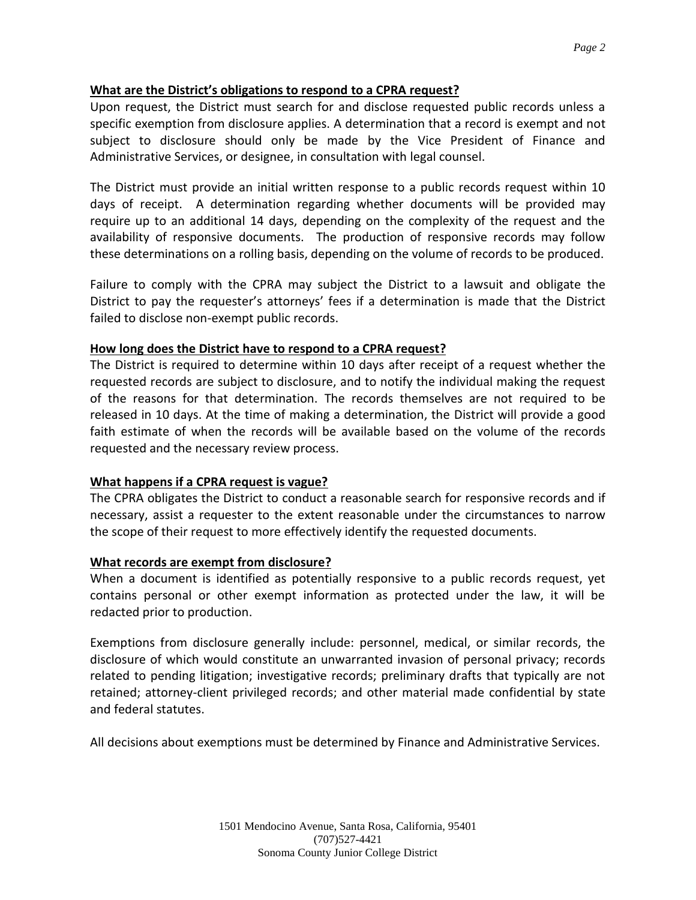**What are the District's obligations to respond to a CPRA request?**

Upon request, the District must search for and disclose requested public records unless a specific exemption from disclosure applies. A determination that a record is exempt and not subject to disclosure should only be made by the Vice President of Finance and Administrative Services, or designee, in consultation with legal counsel.

The District must provide an initial written response to a public records request within 10 days of receipt. A determination regarding whether documents will be provided may require up to an additional 14 days, depending on the complexity of the request and the availability of responsive documents. The production of responsive records may follow these determinations on a rolling basis, depending on the volume of records to be produced.

Failure to comply with the CPRA may subject the District to a lawsuit and obligate the District to pay the requester's attorneys' fees if a determination is made that the District failed to disclose non-exempt public records.

**How long does the District have to respond to a CPRA request?**

The District is required to determine within 10 days after receipt of a request whether the requested records are subject to disclosure, and to notify the individual making the request of the reasons for that determination. The records themselves are not required to be released in 10 days. At the time of making a determination, the District will provide a good faith estimate of when the records will be available based on the volume of the records requested and the necessary review process.

**What happens if a CPRA request is vague?**

The CPRA obligates the District to conduct a reasonable search for responsive records and if necessary, assist a requester to the extent reasonable under the circumstances to narrow the scope of their request to more effectively identify the requested documents.

**What records are exempt from disclosure?**

When a document is identified as potentially responsive to a public records request, yet contains personal or other exempt information as protected under the law, it will be redacted prior to production.

Exemptions from disclosure generally include: personnel, medical, or similar records, the disclosure of which would constitute an unwarranted invasion of personal privacy; records related to pending litigation; investigative records; preliminary drafts that typically are not retained; attorney-client privileged records; and other material made confidential by state and federal statutes.

All decisions about exemptions must be determined by Finance and Administrative Services.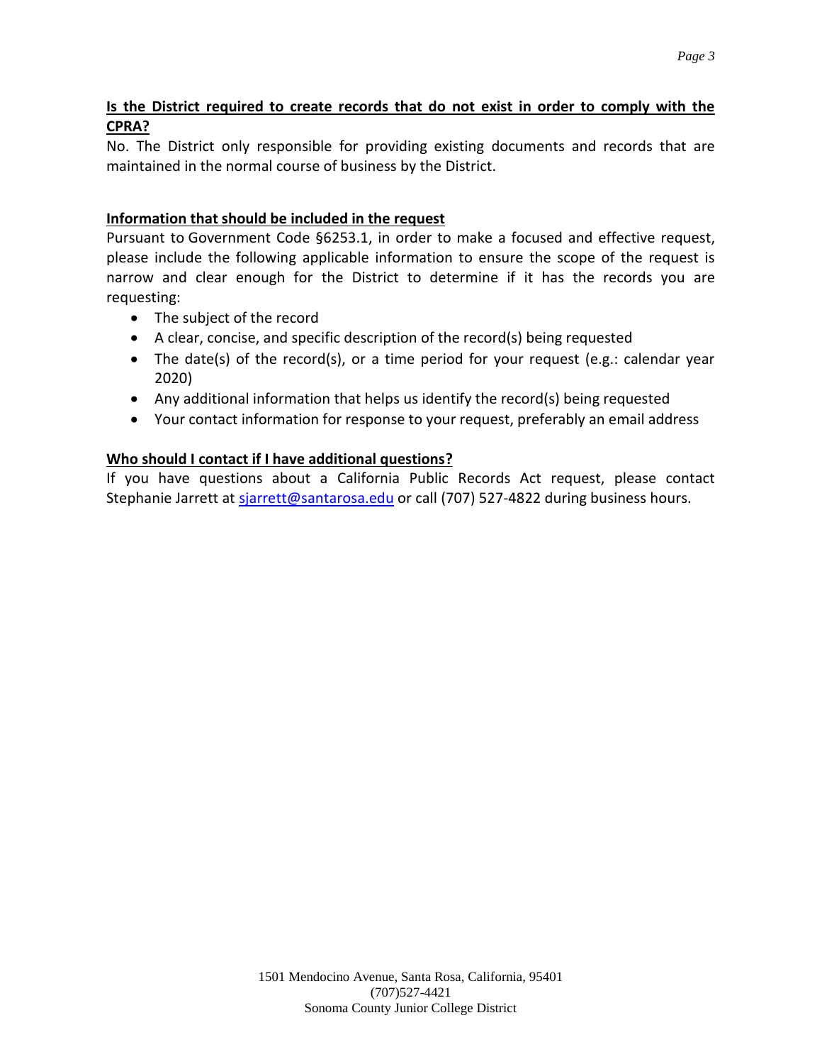**Is the District required to create records that do not exist in order to comply with the CPRA?**

No. The District only responsible for providing existing documents and records that are maintained in the normal course of business by the District.

**Information that should be included in the request**

Pursuant to Government Code §6253.1, in order to make a focused and effective request, please include the following applicable information to ensure the scope of the request is narrow and clear enough for the District to determine if it has the records you are requesting:

- The subject of the record
- A clear, concise, and specific description of the record(s) being requested
- The date(s) of the record(s), or a time period for your request (e.g.: calendar year 2020)
- Any additional information that helps us identify the record(s) being requested
- Your contact information for response to your request, preferably an email address

**Who should I contact if I have additional questions?**

If you have questions about a California Public Records Act request, please contact Stephanie Jarrett at sjarrett@santarosa.edu or call (707) 527-4822 during business hours.

1501 Mendocino Avenue, Santa Rosa, California, 95401
(707)527-4421
Sonoma County Junior College District